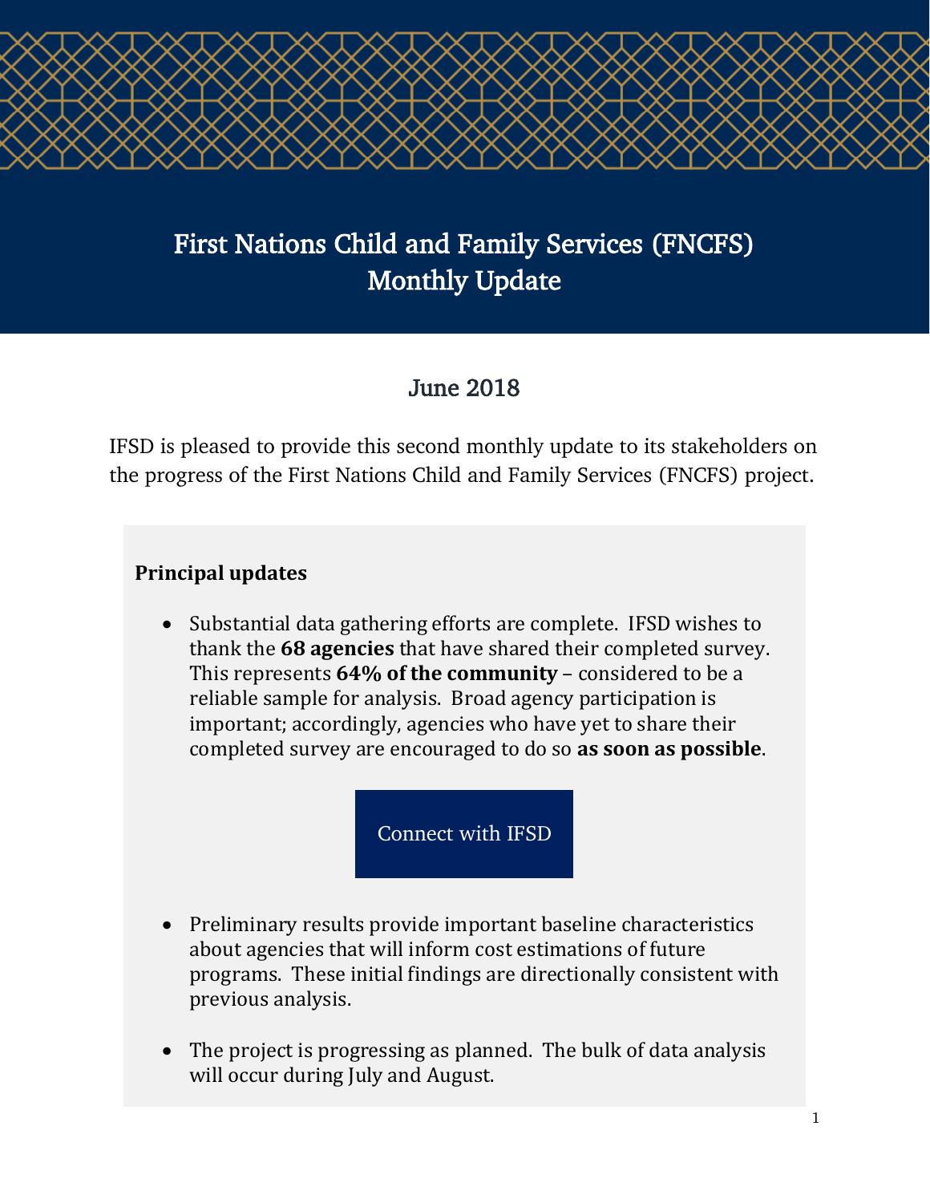# First Nations Child and Family Services (FNCFS) Monthly Update

## June 2018

IFSD is pleased to provide this second monthly update to its stakeholders on the progress of the First Nations Child and Family Services (FNCFS) project.

**Principal updates**

- Substantial data gathering efforts are complete. IFSD wishes to thank the **68 agencies** that have shared their completed survey. This represents **64% of the community** – considered to be a reliable sample for analysis. Broad agency participation is important; accordingly, agencies who have yet to share their completed survey are encouraged to do so **as soon as possible**.

Connect with IFSD

- Preliminary results provide important baseline characteristics about agencies that will inform cost estimations of future programs. These initial findings are directionally consistent with previous analysis.
- The project is progressing as planned. The bulk of data analysis will occur during July and August.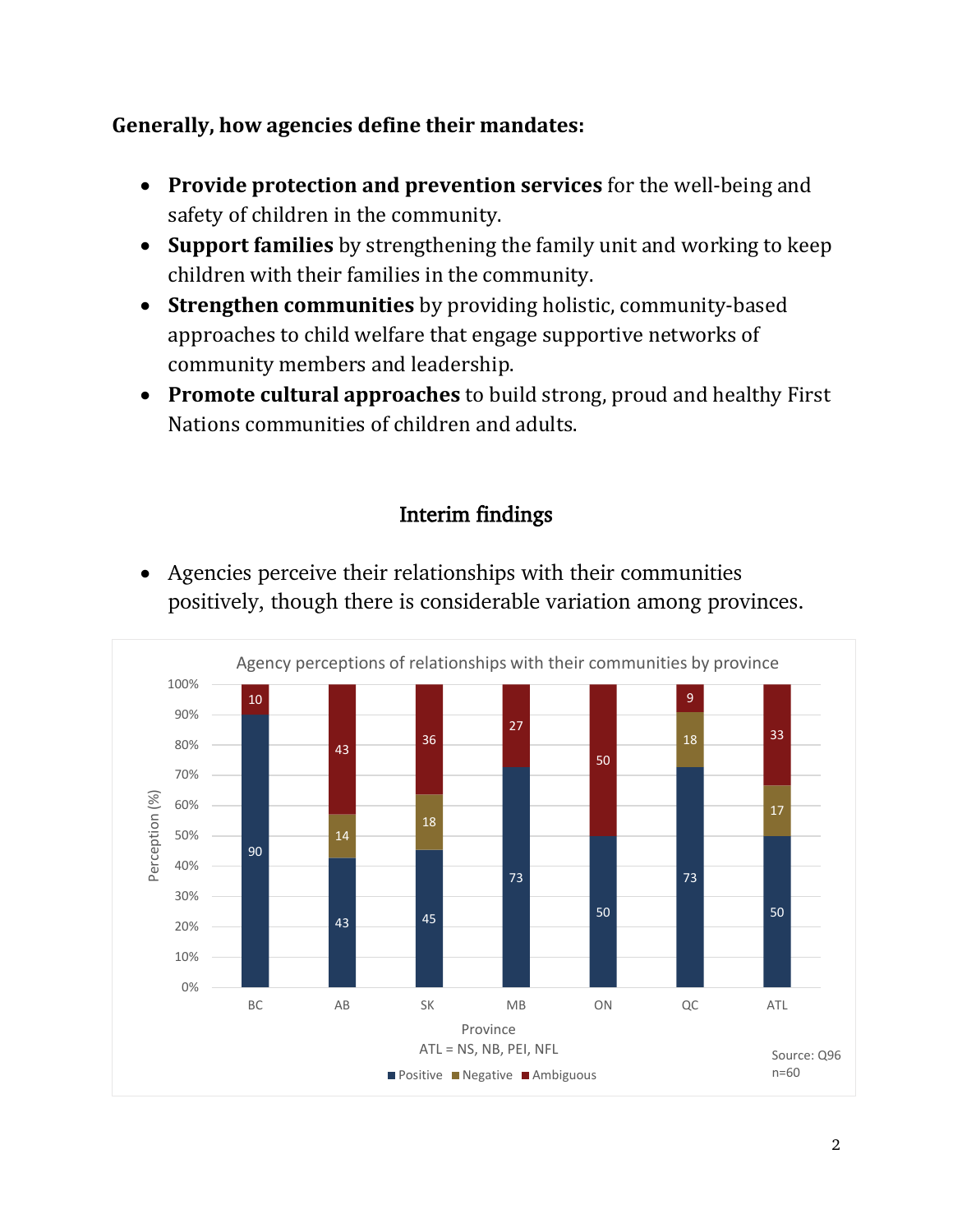**Generally, how agencies define their mandates:**

- **Provide protection and prevention services** for the well-being and safety of children in the community.
- **Support families** by strengthening the family unit and working to keep children with their families in the community.
- **Strengthen communities** by providing holistic, community-based approaches to child welfare that engage supportive networks of community members and leadership.
- **Promote cultural approaches** to build strong, proud and healthy First Nations communities of children and adults.

## Interim findings

- Agencies perceive their relationships with their communities positively, though there is considerable variation among provinces.

Agency perceptions of relationships with their communities by province

| Province | Positive | Negative | Ambiguous |
|---|---|---|---|
| BC | 90 | | 10 |
| AB | 43 | 14 | 43 |
| SK | 45 | 18 | 36 |
| MB | 73 | | 27 |
| ON | 50 | | 50 |
| QC | 73 | 18 | 9 |
| ATL | 50 | 17 | 33 |

Perception (%)

Province

ATL = NS, NB, PEI, NFL

Source: Q96
n=60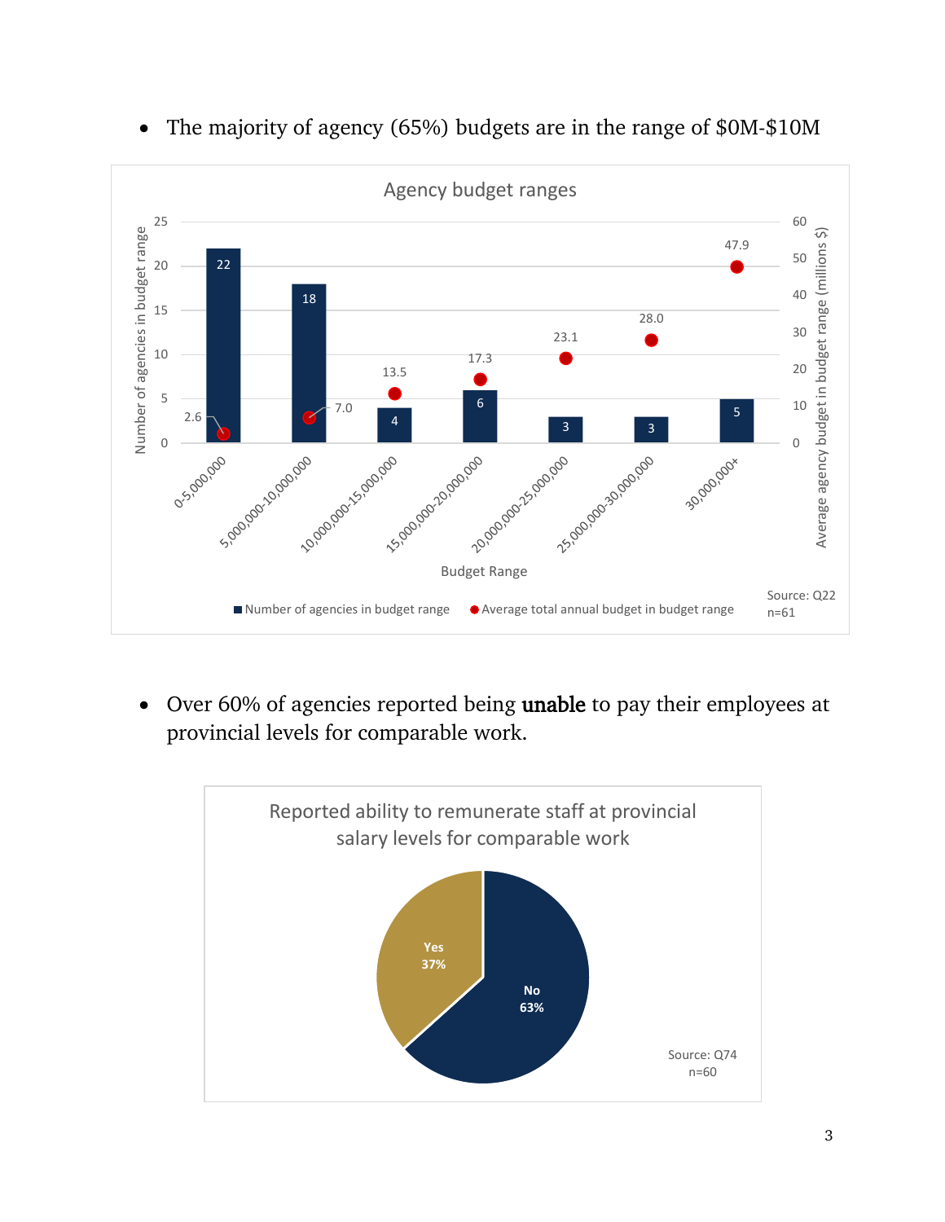- The majority of agency (65%) budgets are in the range of $0M-$10M

**Agency budget ranges**

| Budget Range | Number of agencies in budget range | Average total annual budget in budget range (millions $) |
|---|---|---|
| 0-5,000,000 | 22 | 2.6 |
| 5,000,000-10,000,000 | 18 | 7.0 |
| 10,000,000-15,000,000 | 4 | 13.5 |
| 15,000,000-20,000,000 | 6 | 17.3 |
| 20,000,000-25,000,000 | 3 | 23.1 |
| 25,000,000-30,000,000 | 3 | 28.0 |
| 30,000,000+ | 5 | 47.9 |

Source: Q22
n=61

- Over 60% of agencies reported being **unable** to pay their employees at provincial levels for comparable work.

**Reported ability to remunerate staff at provincial salary levels for comparable work**

| Response | Percentage |
|---|---|
| Yes | 37% |
| No | 63% |

Source: Q74
n=60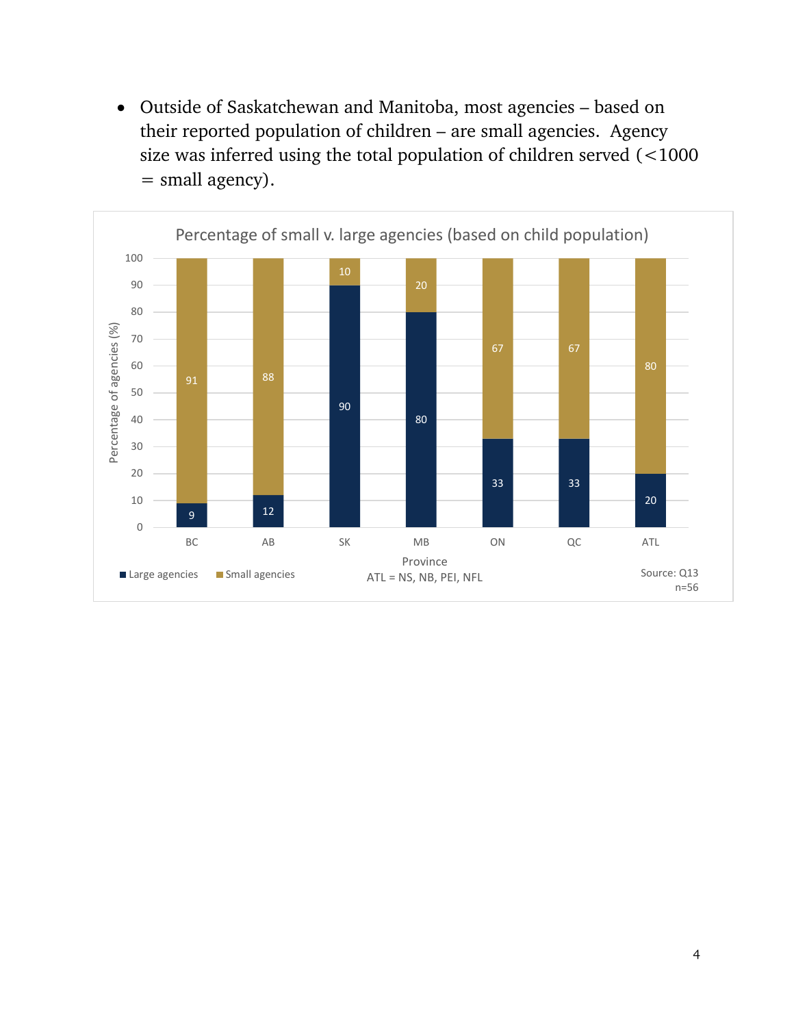- Outside of Saskatchewan and Manitoba, most agencies – based on their reported population of children – are small agencies. Agency size was inferred using the total population of children served (<1000 = small agency).

**Percentage of small v. large agencies (based on child population)**

| Province | Large agencies (%) | Small agencies (%) |
|---|---|---|
| BC | 9 | 91 |
| AB | 12 | 88 |
| SK | 90 | 10 |
| MB | 80 | 20 |
| ON | 33 | 67 |
| QC | 33 | 67 |
| ATL | 20 | 80 |

ATL = NS, NB, PEI, NFL

Source: Q13
n=56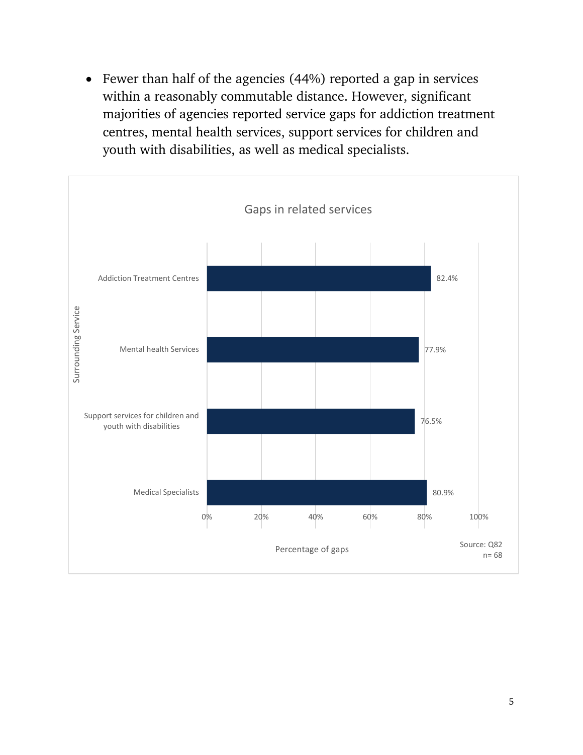- Fewer than half of the agencies (44%) reported a gap in services within a reasonably commutable distance. However, significant majorities of agencies reported service gaps for addiction treatment centres, mental health services, support services for children and youth with disabilities, as well as medical specialists.

**Gaps in related services**

| Surrounding Service | Percentage of gaps |
| --- | --- |
| Addiction Treatment Centres | 82.4% |
| Mental health Services | 77.9% |
| Support services for children and youth with disabilities | 76.5% |
| Medical Specialists | 80.9% |

Source: Q82
n= 68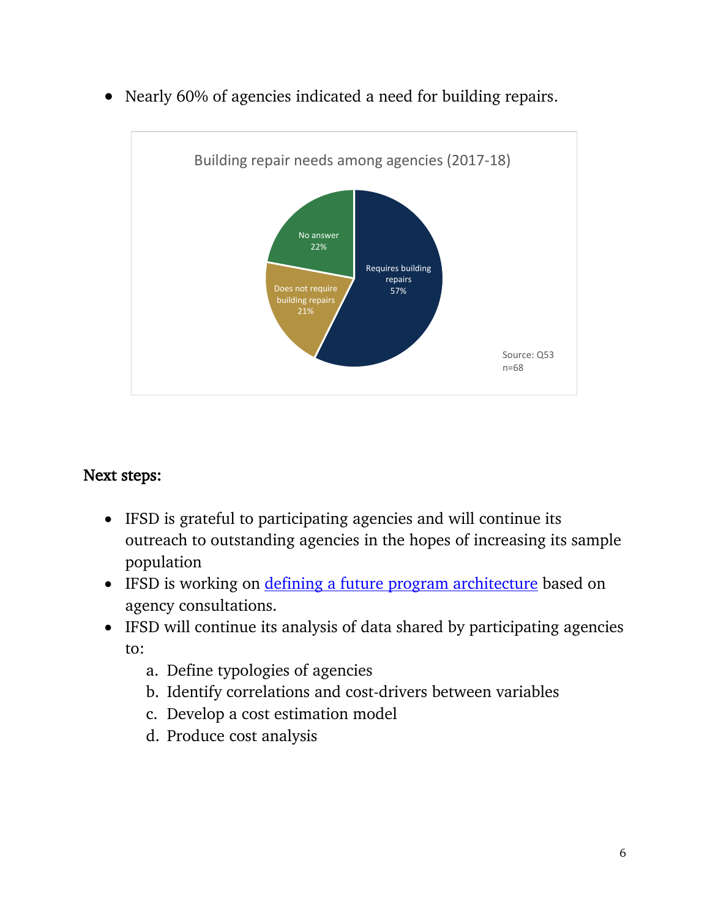- Nearly 60% of agencies indicated a need for building repairs.

Building repair needs among agencies (2017-18)

Requires building repairs 57%

Does not require building repairs 21%

No answer 22%

Source: Q53
n=68

**Next steps:**

- IFSD is grateful to participating agencies and will continue its outreach to outstanding agencies in the hopes of increasing its sample population
- IFSD is working on [defining a future program architecture]() based on agency consultations.
- IFSD will continue its analysis of data shared by participating agencies to:
    a. Define typologies of agencies
    b. Identify correlations and cost-drivers between variables
    c. Develop a cost estimation model
    d. Produce cost analysis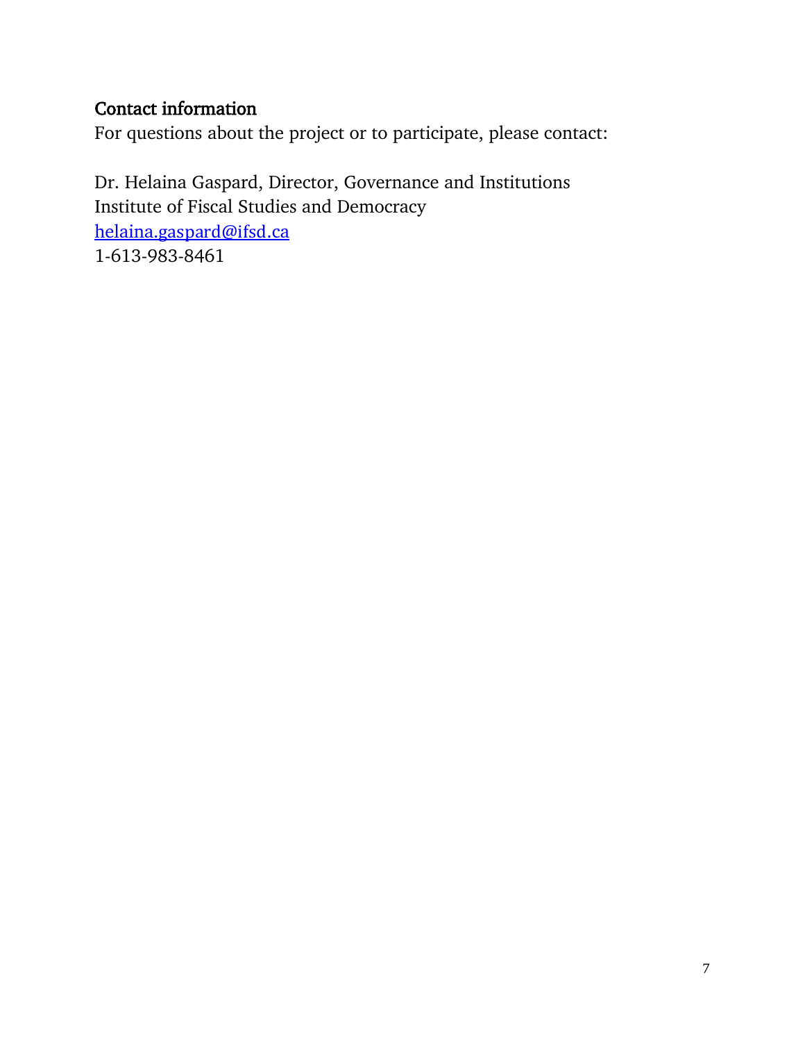## Contact information

For questions about the project or to participate, please contact:

Dr. Helaina Gaspard, Director, Governance and Institutions
Institute of Fiscal Studies and Democracy
helaina.gaspard@ifsd.ca
1-613-983-8461